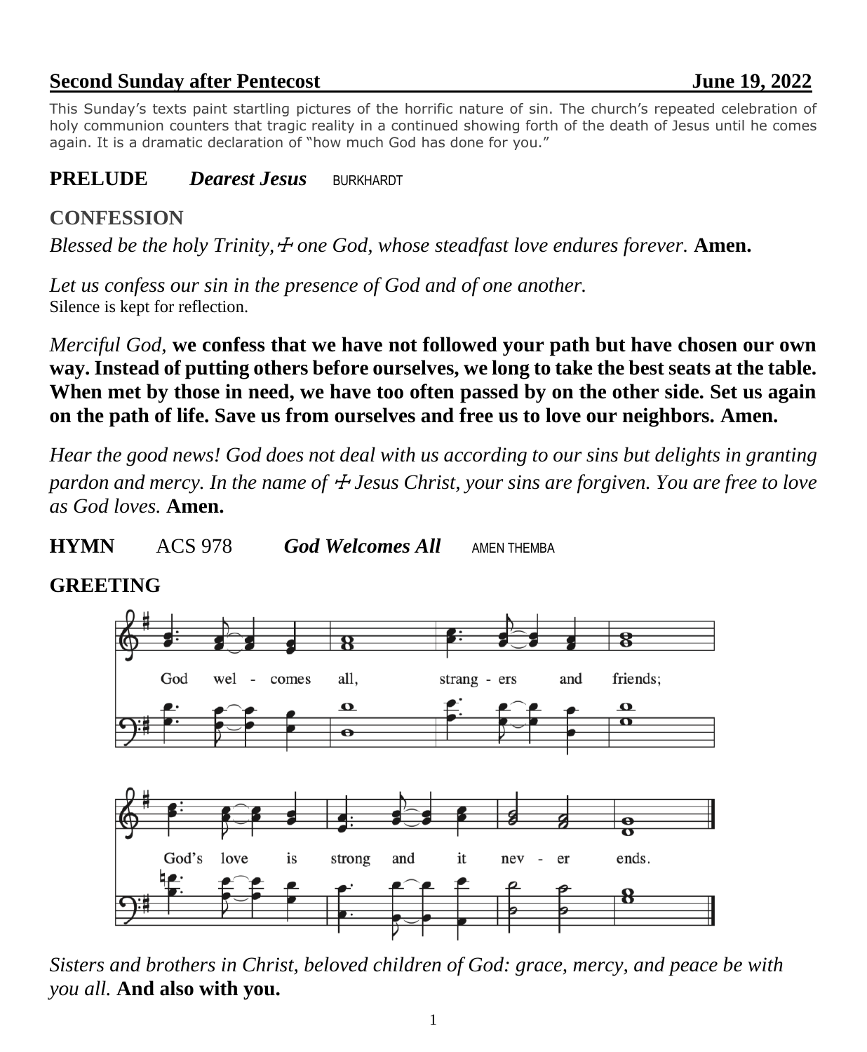**Second Sunday after Pentecost June 19, 2022**

This Sunday's texts paint startling pictures of the horrific nature of sin. The church's repeated celebration of holy communion counters that tragic reality in a continued showing forth of the death of Jesus until he comes again. It is a dramatic declaration of "how much God has done for you."

**PRELUDE** ***Dearest Jesus*** BURKHARDT

## CONFESSION

*Blessed be the holy Trinity,☩ one God, whose steadfast love endures forever.* **Amen.**

*Let us confess our sin in the presence of God and of one another.*
Silence is kept for reflection.

*Merciful God,* **we confess that we have not followed your path but have chosen our own way. Instead of putting others before ourselves, we long to take the best seats at the table. When met by those in need, we have too often passed by on the other side. Set us again on the path of life. Save us from ourselves and free us to love our neighbors. Amen.**

*Hear the good news! God does not deal with us according to our sins but delights in granting pardon and mercy. In the name of ☩ Jesus Christ, your sins are forgiven. You are free to love as God loves.* **Amen.**

**HYMN** ACS 978 ***God Welcomes All*** AMEN THEMBA

**GREETING**

God welcomes all, strangers and friends; God's love is strong and it never ends.

*Sisters and brothers in Christ, beloved children of God: grace, mercy, and peace be with you all.* **And also with you.**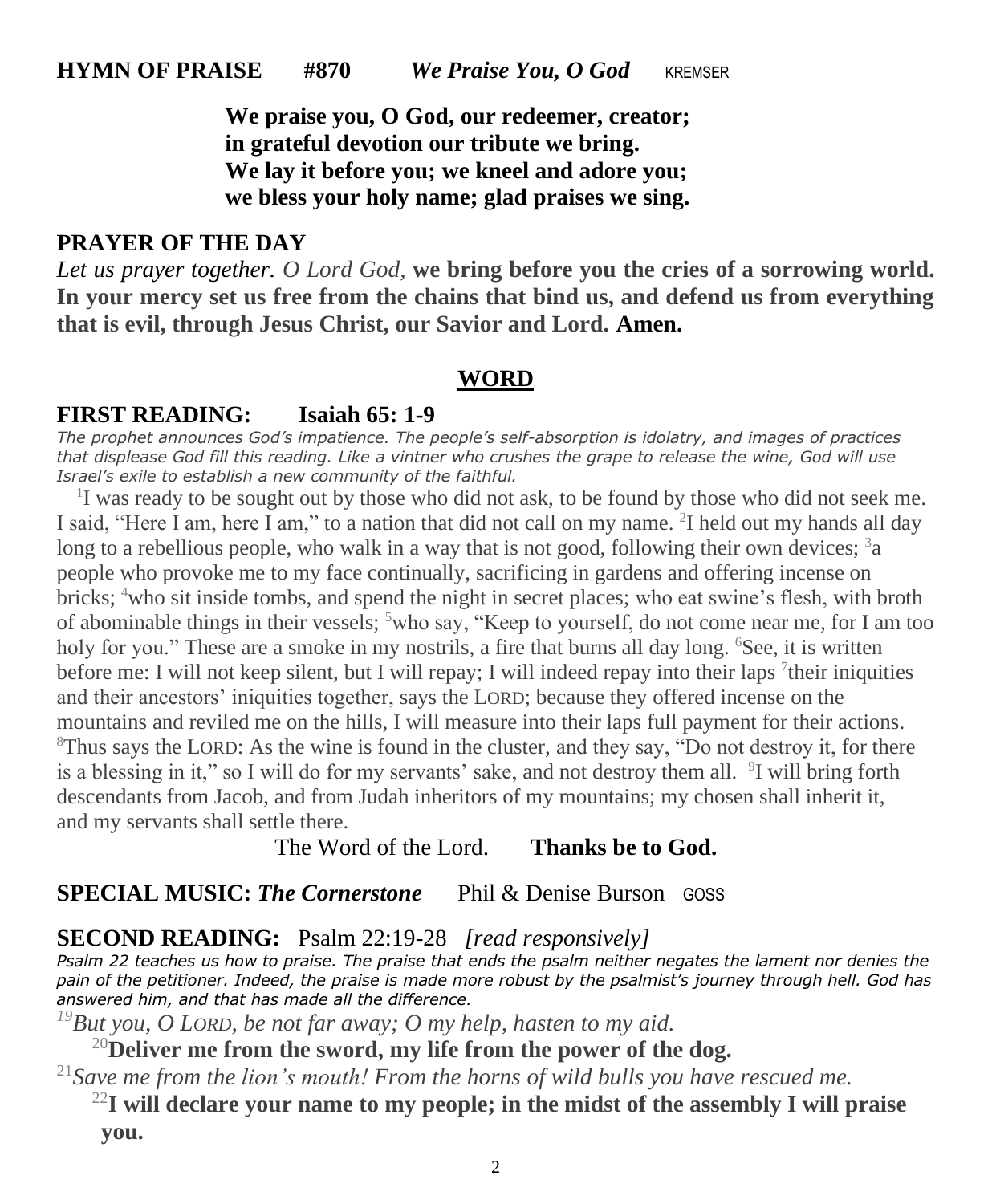**HYMN OF PRAISE #870 *We Praise You, O God*** KREMSER

**We praise you, O God, our redeemer, creator;**
**in grateful devotion our tribute we bring.**
**We lay it before you; we kneel and adore you;**
**we bless your holy name; glad praises we sing.**

**PRAYER OF THE DAY**

*Let us prayer together. O Lord God,* **we bring before you the cries of a sorrowing world. In your mercy set us free from the chains that bind us, and defend us from everything that is evil, through Jesus Christ, our Savior and Lord. Amen.**

## WORD

**FIRST READING: Isaiah 65: 1-9**

*The prophet announces God's impatience. The people's self-absorption is idolatry, and images of practices that displease God fill this reading. Like a vintner who crushes the grape to release the wine, God will use Israel's exile to establish a new community of the faithful.*

[1]I was ready to be sought out by those who did not ask, to be found by those who did not seek me. I said, "Here I am, here I am," to a nation that did not call on my name. [2]I held out my hands all day long to a rebellious people, who walk in a way that is not good, following their own devices; [3]a people who provoke me to my face continually, sacrificing in gardens and offering incense on bricks; [4]who sit inside tombs, and spend the night in secret places; who eat swine's flesh, with broth of abominable things in their vessels; [5]who say, "Keep to yourself, do not come near me, for I am too holy for you." These are a smoke in my nostrils, a fire that burns all day long. [6]See, it is written before me: I will not keep silent, but I will repay; I will indeed repay into their laps [7]their iniquities and their ancestors' iniquities together, says the LORD; because they offered incense on the mountains and reviled me on the hills, I will measure into their laps full payment for their actions. [8]Thus says the LORD: As the wine is found in the cluster, and they say, "Do not destroy it, for there is a blessing in it," so I will do for my servants' sake, and not destroy them all. [9]I will bring forth descendants from Jacob, and from Judah inheritors of my mountains; my chosen shall inherit it, and my servants shall settle there.

The Word of the Lord. **Thanks be to God.**

**SPECIAL MUSIC: *The Cornerstone*** Phil & Denise Burson GOSS

**SECOND READING:** Psalm 22:19-28 *[read responsively]*

*Psalm 22 teaches us how to praise. The praise that ends the psalm neither negates the lament nor denies the pain of the petitioner. Indeed, the praise is made more robust by the psalmist's journey through hell. God has answered him, and that has made all the difference.*

*[19]But you, O LORD, be not far away; O my help, hasten to my aid.*

[20]**Deliver me from the sword, my life from the power of the dog.**

*[21]Save me from the lion's mouth! From the horns of wild bulls you have rescued me.*

[22]**I will declare your name to my people; in the midst of the assembly I will praise you.**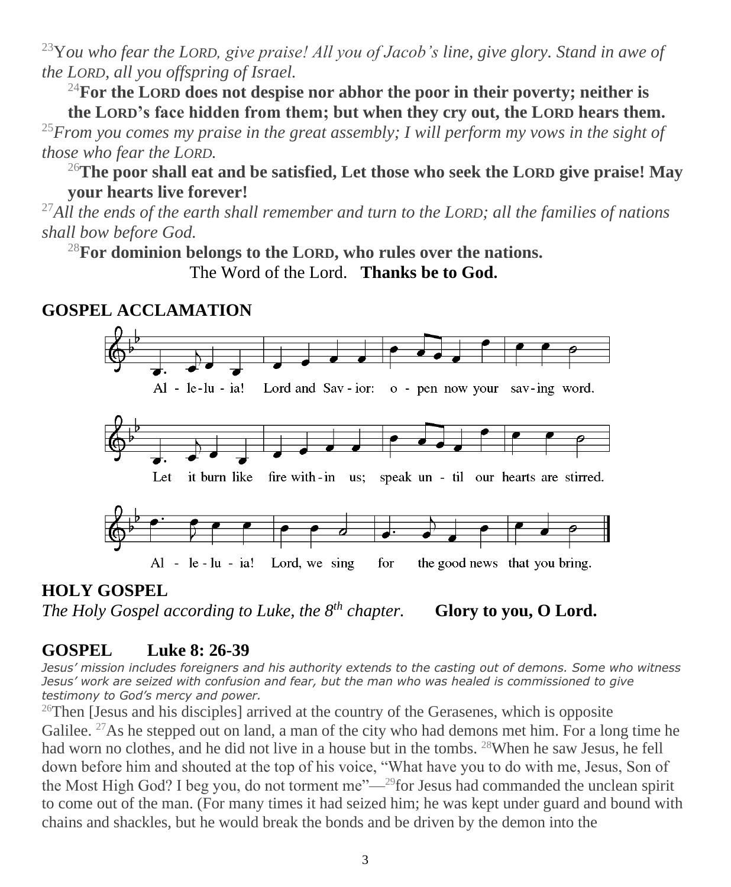[23]*You who fear the* L*ORD, give praise! All you of Jacob's line, give glory. Stand in awe of the* L*ORD, all you offspring of Israel.*

**[24]For the LORD does not despise nor abhor the poor in their poverty; neither is the LORD's face hidden from them; but when they cry out, the LORD hears them.**

[25]*From you comes my praise in the great assembly; I will perform my vows in the sight of those who fear the* L*ORD.*

**[26]The poor shall eat and be satisfied, Let those who seek the LORD give praise! May your hearts live forever!**

[27]*All the ends of the earth shall remember and turn to the* L*ORD; all the families of nations shall bow before God.*

**[28]For dominion belongs to the LORD, who rules over the nations.**

The Word of the Lord. **Thanks be to God.**

## GOSPEL ACCLAMATION

Al - le-lu - ia! Lord and Sav - ior: o - pen now your sav-ing word.

Let it burn like fire with-in us; speak un - til our hearts are stirred.

Al - le - lu - ia! Lord, we sing for the good news that you bring.

## HOLY GOSPEL

*The Holy Gospel according to Luke, the 8th chapter.* **Glory to you, O Lord.**

## GOSPEL Luke 8: 26-39

*Jesus' mission includes foreigners and his authority extends to the casting out of demons. Some who witness Jesus' work are seized with confusion and fear, but the man who was healed is commissioned to give testimony to God's mercy and power.*

[26]Then [Jesus and his disciples] arrived at the country of the Gerasenes, which is opposite Galilee. [27]As he stepped out on land, a man of the city who had demons met him. For a long time he had worn no clothes, and he did not live in a house but in the tombs. [28]When he saw Jesus, he fell down before him and shouted at the top of his voice, "What have you to do with me, Jesus, Son of the Most High God? I beg you, do not torment me"—[29]for Jesus had commanded the unclean spirit to come out of the man. (For many times it had seized him; he was kept under guard and bound with chains and shackles, but he would break the bonds and be driven by the demon into the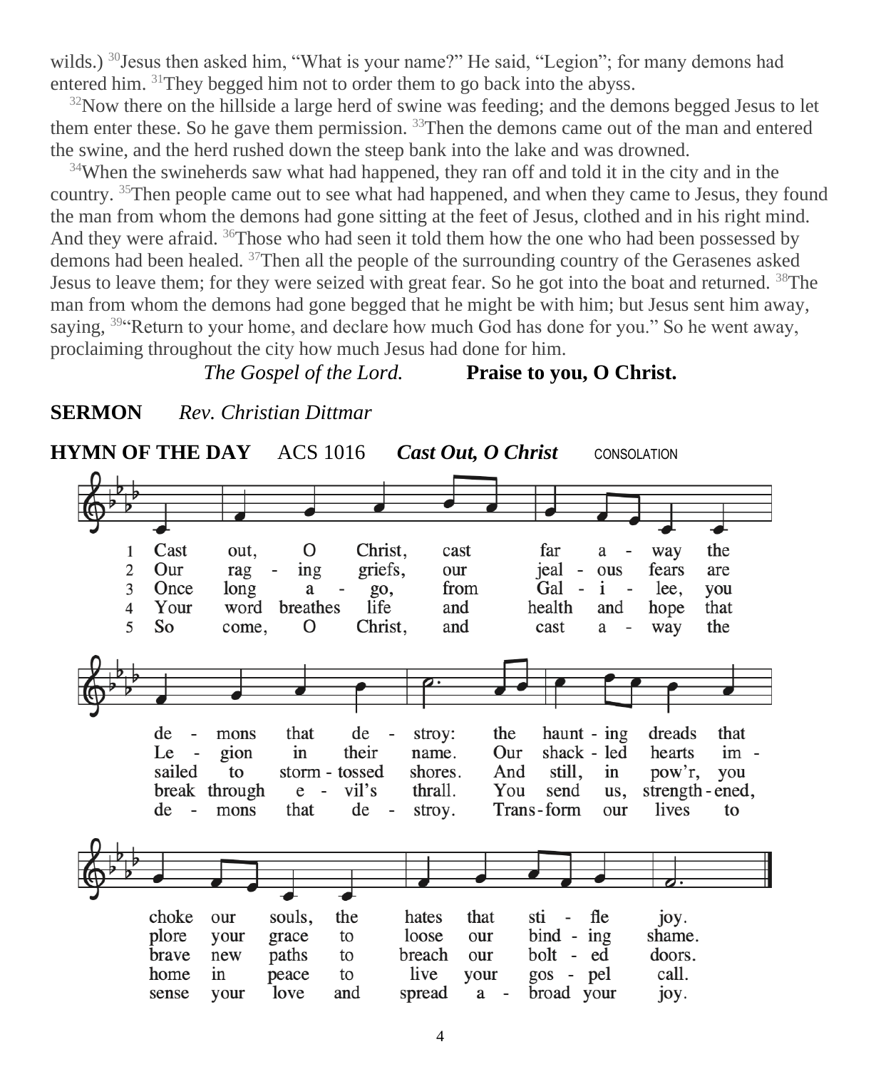wilds.) [30]Jesus then asked him, "What is your name?" He said, "Legion"; for many demons had entered him. [31]They begged him not to order them to go back into the abyss.

[32]Now there on the hillside a large herd of swine was feeding; and the demons begged Jesus to let them enter these. So he gave them permission. [33]Then the demons came out of the man and entered the swine, and the herd rushed down the steep bank into the lake and was drowned.

[34]When the swineherds saw what had happened, they ran off and told it in the city and in the country. [35]Then people came out to see what had happened, and when they came to Jesus, they found the man from whom the demons had gone sitting at the feet of Jesus, clothed and in his right mind. And they were afraid. [36]Those who had seen it told them how the one who had been possessed by demons had been healed. [37]Then all the people of the surrounding country of the Gerasenes asked Jesus to leave them; for they were seized with great fear. So he got into the boat and returned. [38]The man from whom the demons had gone begged that he might be with him; but Jesus sent him away, saying, [39]"Return to your home, and declare how much God has done for you." So he went away, proclaiming throughout the city how much Jesus had done for him.

*The Gospel of the Lord.* **Praise to you, O Christ.**

**SERMON** *Rev. Christian Dittmar*

**HYMN OF THE DAY** ACS 1016 ***Cast Out, O Christ*** CONSOLATION

1 Cast out, O Christ, cast far away the demons that destroy: the haunting dreads that choke our souls, the hates that stifle joy.

2 Our raging griefs, our jealous fears are Legion in their name. Our shackled hearts implore your grace to loose our binding shame.

3 Once long ago, from Galilee, you sailed to storm-tossed shores. And still, in pow'r, you brave new paths to breach our bolted doors.

4 Your word breathes life and health and hope that break through evil's thrall. You send us, strengthened, home in peace to live your gospel call.

5 So come, O Christ, and cast away the demons that destroy. Transform our lives to sense your love and spread abroad your joy.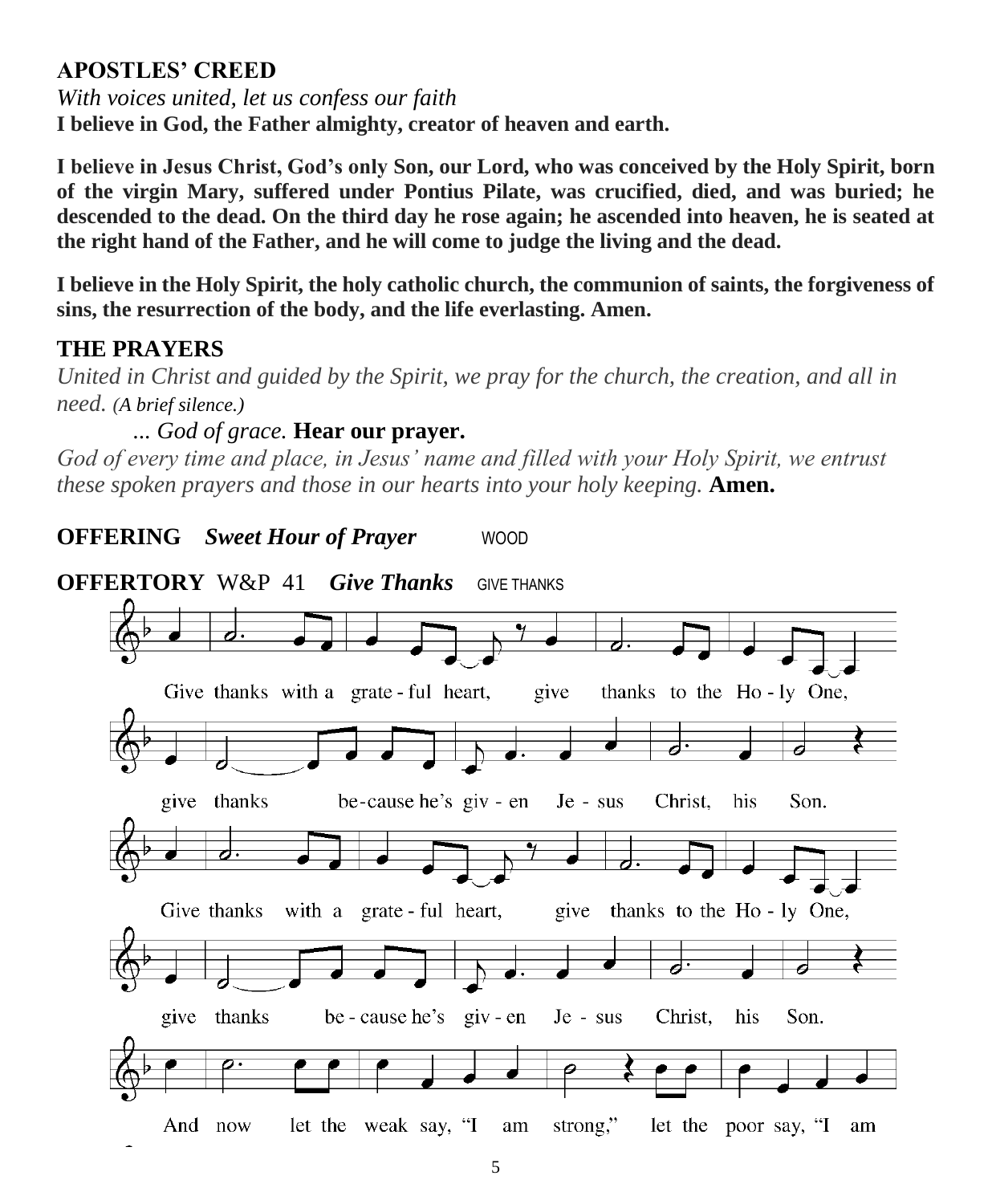## APOSTLES' CREED

*With voices united, let us confess our faith*

**I believe in God, the Father almighty, creator of heaven and earth.**

**I believe in Jesus Christ, God's only Son, our Lord, who was conceived by the Holy Spirit, born of the virgin Mary, suffered under Pontius Pilate, was crucified, died, and was buried; he descended to the dead. On the third day he rose again; he ascended into heaven, he is seated at the right hand of the Father, and he will come to judge the living and the dead.**

**I believe in the Holy Spirit, the holy catholic church, the communion of saints, the forgiveness of sins, the resurrection of the body, and the life everlasting. Amen.**

## THE PRAYERS

*United in Christ and guided by the Spirit, we pray for the church, the creation, and all in need. (A brief silence.)*

*... God of grace.* **Hear our prayer.**

*God of every time and place, in Jesus' name and filled with your Holy Spirit, we entrust these spoken prayers and those in our hearts into your holy keeping.* **Amen.**

**OFFERING** ***Sweet Hour of Prayer*** WOOD

**OFFERTORY** W&P 41 ***Give Thanks*** GIVE THANKS

Give thanks with a grateful heart, give thanks to the Holy One,
give thanks because he's given Jesus Christ, his Son.
Give thanks with a grateful heart, give thanks to the Holy One,
give thanks because he's given Jesus Christ, his Son.
And now let the weak say, "I am strong," let the poor say, "I am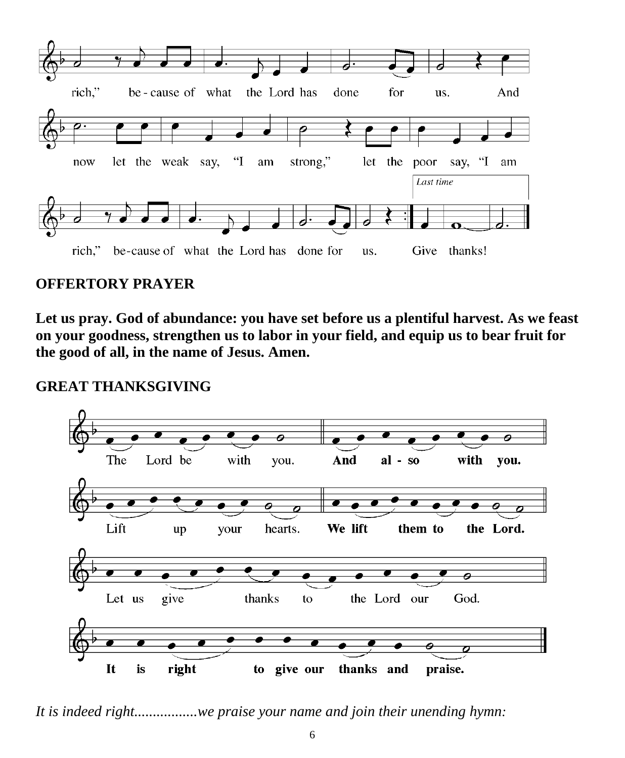rich," be-cause of what the Lord has done for us. And

now let the weak say, "I am strong," let the poor say, "I am

*Last time*

rich," be-cause of what the Lord has done for us. Give thanks!

**OFFERTORY PRAYER**

**Let us pray. God of abundance: you have set before us a plentiful harvest. As we feast on your goodness, strengthen us to labor in your field, and equip us to bear fruit for the good of all, in the name of Jesus. Amen.**

**GREAT THANKSGIVING**

The Lord be with you. **And al - so with you.**

Lift up your hearts. **We lift them to the Lord.**

Let us give thanks to the Lord our God.

**It is right to give our thanks and praise.**

*It is indeed right.................we praise your name and join their unending hymn:*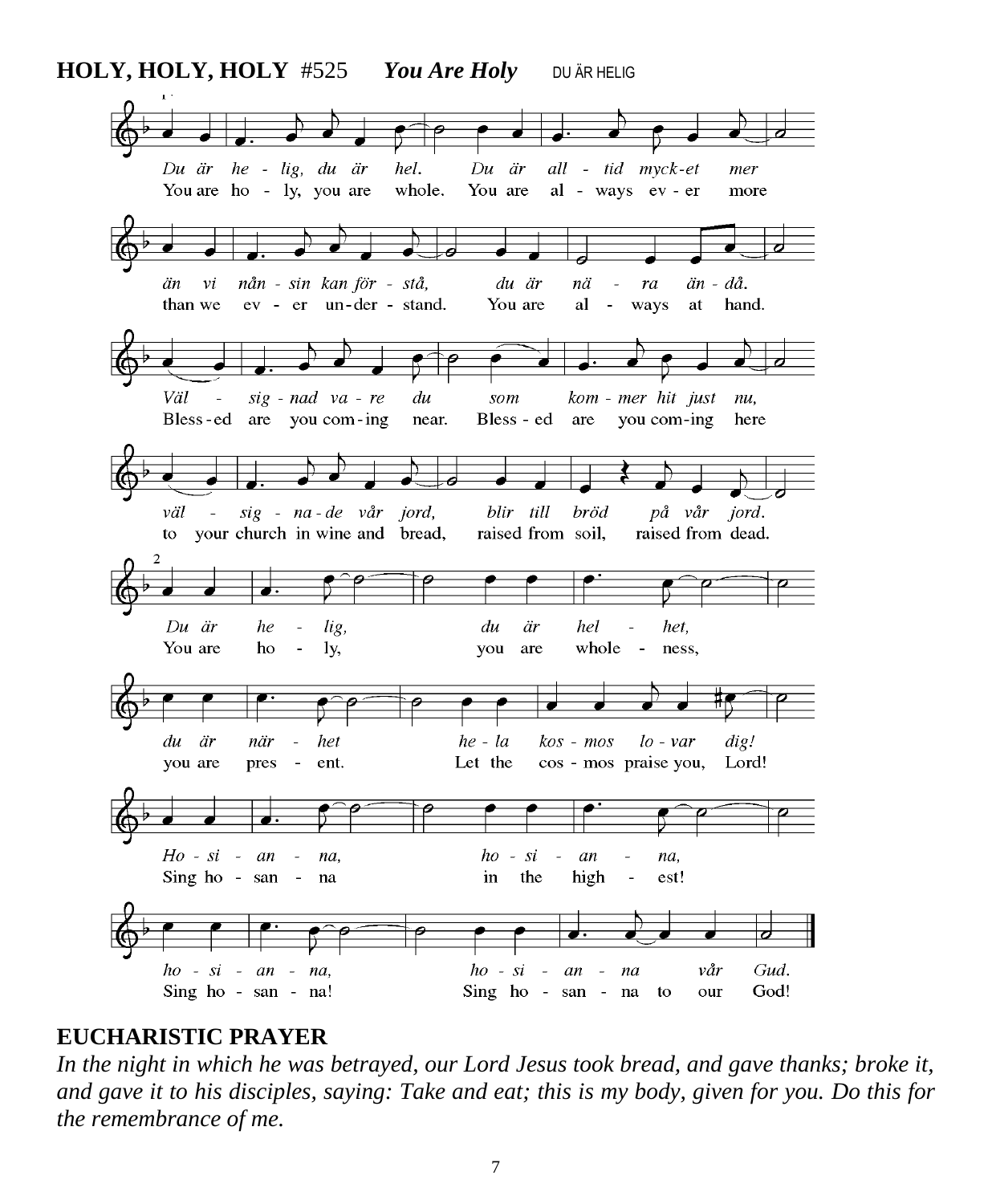**HOLY, HOLY, HOLY** #525 ***You Are Holy*** DU ÄR HELIG

*Du är he - lig, du är hel. Du är all - tid myck-et mer*
You are ho - ly, you are whole. You are al - ways ev - er more

*än vi nån - sin kan för - stå, du är nä - ra än - då.*
than we ev - er un-der - stand. You are al - ways at hand.

*Väl - sig - nad va - re du som kom - mer hit just nu,*
Bless-ed are you com-ing near. Bless - ed are you com-ing here

*väl - sig - na-de vår jord, blir till bröd på vår jord.*
to your church in wine and bread, raised from soil, raised from dead.

*Du är he - lig, du är hel - het,*
You are ho - ly, you are whole - ness,

*du är när - het he - la kos - mos lo - var dig!*
you are pres - ent. Let the cos - mos praise you, Lord!

*Ho - si - an - na, ho - si - an - na,*
Sing ho - san - na in the high - est!

*ho - si - an - na, ho - si - an - na vår Gud.*
Sing ho - san - na! Sing ho - san - na to our God!

## EUCHARISTIC PRAYER

*In the night in which he was betrayed, our Lord Jesus took bread, and gave thanks; broke it, and gave it to his disciples, saying: Take and eat; this is my body, given for you. Do this for the remembrance of me.*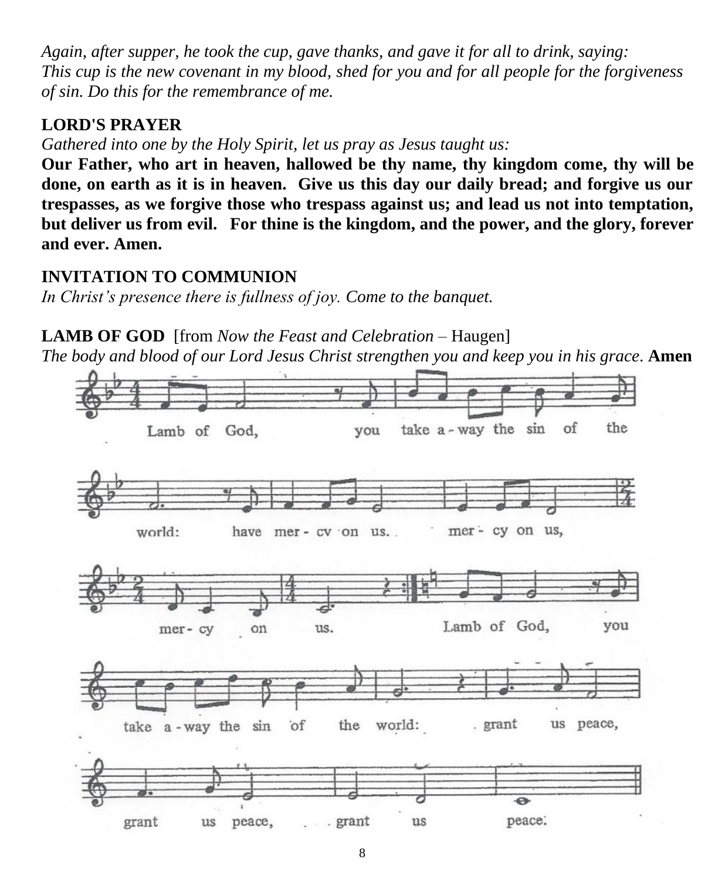*Again, after supper, he took the cup, gave thanks, and gave it for all to drink, saying: This cup is the new covenant in my blood, shed for you and for all people for the forgiveness of sin. Do this for the remembrance of me.*

**LORD'S PRAYER**

*Gathered into one by the Holy Spirit, let us pray as Jesus taught us:*

**Our Father, who art in heaven, hallowed be thy name, thy kingdom come, thy will be done, on earth as it is in heaven. Give us this day our daily bread; and forgive us our trespasses, as we forgive those who trespass against us; and lead us not into temptation, but deliver us from evil. For thine is the kingdom, and the power, and the glory, forever and ever. Amen.**

**INVITATION TO COMMUNION**

*In Christ's presence there is fullness of joy. Come to the banquet.*

**LAMB OF GOD** [from *Now the Feast and Celebration* – Haugen]

*The body and blood of our Lord Jesus Christ strengthen you and keep you in his grace.* **Amen**

Lamb of God, you take a-way the sin of the world: have mer-cy on us. mer-cy on us, mer-cy on us. Lamb of God, you take a-way the sin of the world: grant us peace, grant us peace, grant us peace.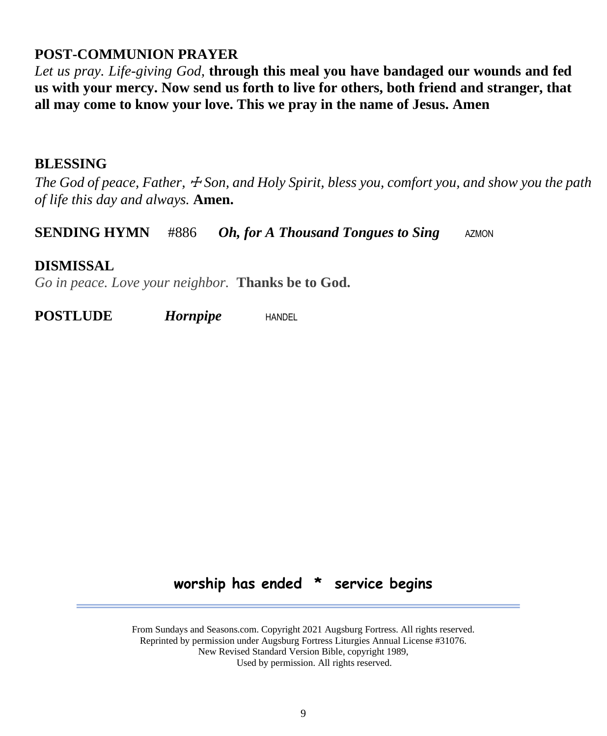## POST-COMMUNION PRAYER

*Let us pray. Life-giving God,* **through this meal you have bandaged our wounds and fed us with your mercy. Now send us forth to live for others, both friend and stranger, that all may come to know your love. This we pray in the name of Jesus. Amen**

## BLESSING

*The God of peace, Father, ☩ Son, and Holy Spirit, bless you, comfort you, and show you the path of life this day and always.* **Amen.**

**SENDING HYMN** #886 ***Oh, for A Thousand Tongues to Sing*** AZMON

## DISMISSAL

*Go in peace. Love your neighbor.* **Thanks be to God.**

**POSTLUDE** ***Hornpipe*** HANDEL

**worship has ended * service begins**

---

From Sundays and Seasons.com. Copyright 2021 Augsburg Fortress. All rights reserved.
Reprinted by permission under Augsburg Fortress Liturgies Annual License #31076.
New Revised Standard Version Bible, copyright 1989,
Used by permission. All rights reserved.